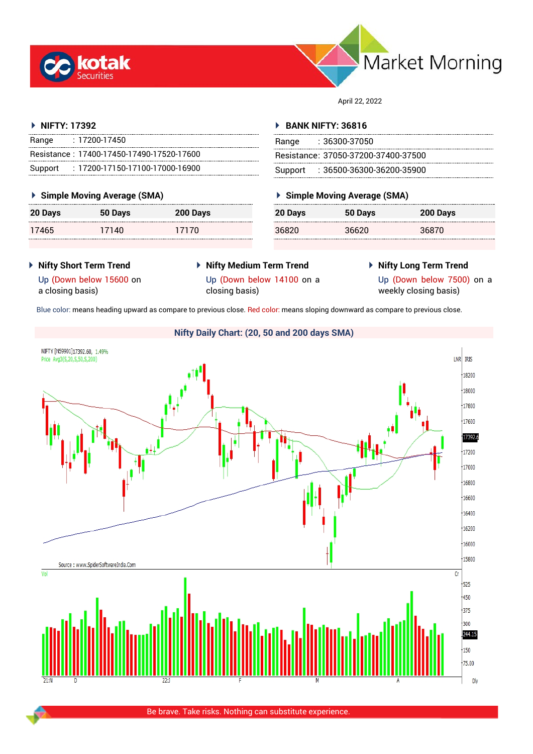# Market Morning

April 22, 2022

## NIFTY: 17392

| | |
|---|---|
| Range | : 17200-17450 |
| Resistance | : 17400-17450-17490-17520-17600 |
| Support | : 17200-17150-17100-17000-16900 |

### Simple Moving Average (SMA)

| 20 Days | 50 Days | 200 Days |
|---|---|---|
| 17465 | 17140 | 17170 |

## BANK NIFTY: 36816

| | |
|---|---|
| Range | : 36300-37050 |
| Resistance | : 37050-37200-37400-37500 |
| Support | : 36500-36300-36200-35900 |

### Simple Moving Average (SMA)

| 20 Days | 50 Days | 200 Days |
|---|---|---|
| 36820 | 36620 | 36870 |

### Nifty Short Term Trend

Up (Down below 15600 on a closing basis)

### Nifty Medium Term Trend

Up (Down below 14100 on a closing basis)

### Nifty Long Term Trend

Up (Down below 7500) on a weekly closing basis)

Blue color: means heading upward as compare to previous close. Red color: means sloping downward as compare to previous close.

### Nifty Daily Chart: (20, 50 and 200 days SMA)

Be brave. Take risks. Nothing can substitute experience.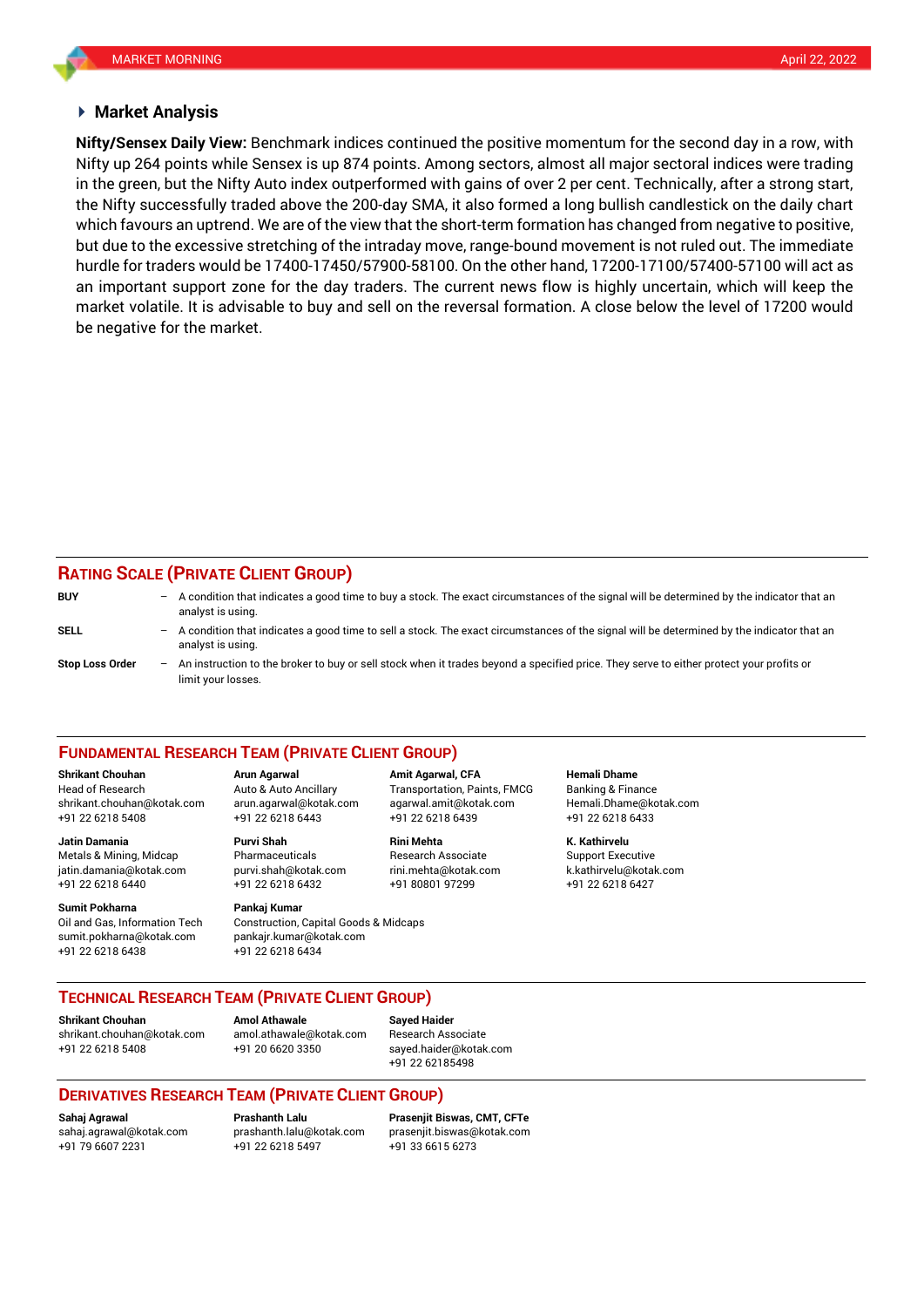## Market Analysis

**Nifty/Sensex Daily View:** Benchmark indices continued the positive momentum for the second day in a row, with Nifty up 264 points while Sensex is up 874 points. Among sectors, almost all major sectoral indices were trading in the green, but the Nifty Auto index outperformed with gains of over 2 per cent. Technically, after a strong start, the Nifty successfully traded above the 200-day SMA, it also formed a long bullish candlestick on the daily chart which favours an uptrend. We are of the view that the short-term formation has changed from negative to positive, but due to the excessive stretching of the intraday move, range-bound movement is not ruled out. The immediate hurdle for traders would be 17400-17450/57900-58100. On the other hand, 17200-17100/57400-57100 will act as an important support zone for the day traders. The current news flow is highly uncertain, which will keep the market volatile. It is advisable to buy and sell on the reversal formation. A close below the level of 17200 would be negative for the market.

## RATING SCALE (PRIVATE CLIENT GROUP)

**BUY** – A condition that indicates a good time to buy a stock. The exact circumstances of the signal will be determined by the indicator that an analyst is using.

**SELL** – A condition that indicates a good time to sell a stock. The exact circumstances of the signal will be determined by the indicator that an analyst is using.

**Stop Loss Order** – An instruction to the broker to buy or sell stock when it trades beyond a specified price. They serve to either protect your profits or limit your losses.

## FUNDAMENTAL RESEARCH TEAM (PRIVATE CLIENT GROUP)

**Shrikant Chouhan**
Head of Research
shrikant.chouhan@kotak.com
+91 22 6218 5408

**Arun Agarwal**
Auto & Auto Ancillary
arun.agarwal@kotak.com
+91 22 6218 6443

**Amit Agarwal, CFA**
Transportation, Paints, FMCG
agarwal.amit@kotak.com
+91 22 6218 6439

**Hemali Dhame**
Banking & Finance
Hemali.Dhame@kotak.com
+91 22 6218 6433

**Jatin Damania**
Metals & Mining, Midcap
jatin.damania@kotak.com
+91 22 6218 6440

**Purvi Shah**
Pharmaceuticals
purvi.shah@kotak.com
+91 22 6218 6432

**Rini Mehta**
Research Associate
rini.mehta@kotak.com
+91 80801 97299

**K. Kathirvelu**
Support Executive
k.kathirvelu@kotak.com
+91 22 6218 6427

**Sumit Pokharna**
Oil and Gas, Information Tech
sumit.pokharna@kotak.com
+91 22 6218 6438

**Pankaj Kumar**
Construction, Capital Goods & Midcaps
pankajr.kumar@kotak.com
+91 22 6218 6434

## TECHNICAL RESEARCH TEAM (PRIVATE CLIENT GROUP)

**Shrikant Chouhan**
shrikant.chouhan@kotak.com
+91 22 6218 5408

**Amol Athawale**
amol.athawale@kotak.com
+91 20 6620 3350

**Sayed Haider**
Research Associate
sayed.haider@kotak.com
+91 22 62185498

## DERIVATIVES RESEARCH TEAM (PRIVATE CLIENT GROUP)

**Sahaj Agrawal**
sahaj.agrawal@kotak.com
+91 79 6607 2231

**Prashanth Lalu**
prashanth.lalu@kotak.com
+91 22 6218 5497

**Prasenjit Biswas, CMT, CFTe**
prasenjit.biswas@kotak.com
+91 33 6615 6273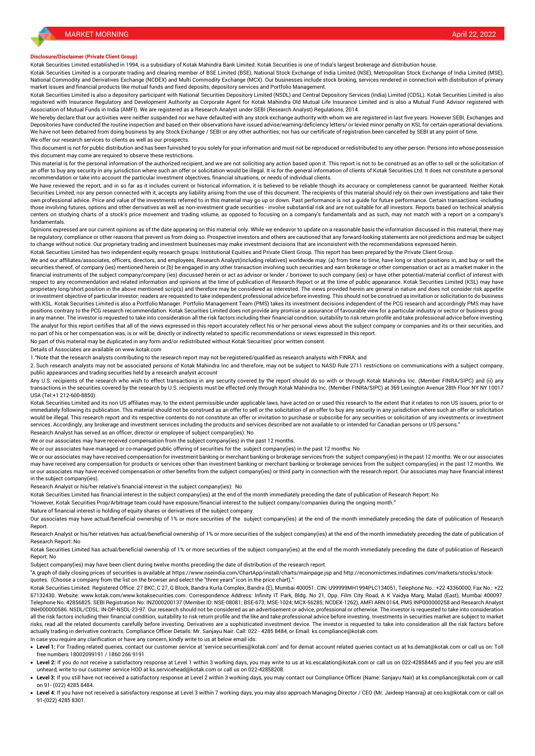**Disclosure/Disclaimer (Private Client Group)**

Kotak Securities Limited established in 1994, is a subsidiary of Kotak Mahindra Bank Limited. Kotak Securities is one of India's largest brokerage and distribution house.

Kotak Securities Limited is a corporate trading and clearing member of BSE Limited (BSE), National Stock Exchange of India Limited (NSE), Metropolitan Stock Exchange of India Limited (MSE), National Commodity and Derivatives Exchange (NCDEX) and Multi Commodity Exchange (MCX). Our businesses include stock broking, services rendered in connection with distribution of primary market issues and financial products like mutual funds and fixed deposits, depository services and Portfolio Management.

Kotak Securities Limited is also a depository participant with National Securities Depository Limited (NSDL) and Central Depository Services (India) Limited (CDSL). Kotak Securities Limited is also registered with Insurance Regulatory and Development Authority as Corporate Agent for Kotak Mahindra Old Mutual Life Insurance Limited and is also a Mutual Fund Advisor registered with Association of Mutual Funds in India (AMFI). We are registered as a Research Analyst under SEBI (Research Analyst) Regulations, 2014.

We hereby declare that our activities were neither suspended nor we have defaulted with any stock exchange authority with whom we are registered in last five years. However SEBI, Exchanges and Depositories have conducted the routine inspection and based on their observations have issued advise/warning/deficiency letters/ or levied minor penalty on KSL for certain operational deviations. We have not been debarred from doing business by any Stock Exchange / SEBI or any other authorities; nor has our certificate of registration been cancelled by SEBI at any point of time.

We offer our research services to clients as well as our prospects.

This document is not for public distribution and has been furnished to you solely for your information and must not be reproduced or redistributed to any other person. Persons into whose possession this document may come are required to observe these restrictions.

This material is for the personal information of the authorized recipient, and we are not soliciting any action based upon it. This report is not to be construed as an offer to sell or the solicitation of an offer to buy any security in any jurisdiction where such an offer or solicitation would be illegal. It is for the general information of clients of Kotak Securities Ltd. It does not constitute a personal recommendation or take into account the particular investment objectives, financial situations, or needs of individual clients.

We have reviewed the report, and in so far as it includes current or historical information, it is believed to be reliable though its accuracy or completeness cannot be guaranteed. Neither Kotak Securities Limited, nor any person connected with it, accepts any liability arising from the use of this document. The recipients of this material should rely on their own investigations and take their own professional advice. Price and value of the investments referred to in this material may go up or down. Past performance is not a guide for future performance. Certain transactions -including those involving futures, options and other derivatives as well as non-investment grade securities - involve substantial risk and are not suitable for all investors. Reports based on technical analysis centers on studying charts of a stock's price movement and trading volume, as opposed to focusing on a company's fundamentals and as such, may not match with a report on a company's fundamentals.

Opinions expressed are our current opinions as of the date appearing on this material only. While we endeavor to update on a reasonable basis the information discussed in this material, there may be regulatory, compliance or other reasons that prevent us from doing so. Prospective investors and others are cautioned that any forward-looking statements are not predictions and may be subject to change without notice. Our proprietary trading and investment businesses may make investment decisions that are inconsistent with the recommendations expressed herein.

Kotak Securities Limited has two independent equity research groups: Institutional Equities and Private Client Group. This report has been prepared by the Private Client Group.

We and our affiliates/associates, officers, directors, and employees, Research Analyst(including relatives) worldwide may: (a) from time to time, have long or short positions in, and buy or sell the securities thereof, of company (ies) mentioned herein or (b) be engaged in any other transaction involving such securities and earn brokerage or other compensation or act as a market maker in the financial instruments of the subject company/company (ies) discussed herein or act as advisor or lender / borrower to such company (ies) or have other potential/material conflict of interest with respect to any recommendation and related information and opinions at the time of publication of Research Report or at the time of public appearance. Kotak Securities Limited (KSL) may have proprietary long/short position in the above mentioned scrip(s) and therefore may be considered as interested. The views provided herein are general in nature and does not consider risk appetite or investment objective of particular investor; readers are requested to take independent professional advice before investing. This should not be construed as invitation or solicitation to do business with KSL. Kotak Securities Limited is also a Portfolio Manager. Portfolio Management Team (PMS) takes its investment decisions independent of the PCG research and accordingly PMS may have positions contrary to the PCG research recommendation. Kotak Securities Limited does not provide any promise or assurance of favourable view for a particular industry or sector or business group in any manner. The investor is requested to take into consideration all the risk factors including their financial condition, suitability to risk return profile and take professional advice before investing.

The analyst for this report certifies that all of the views expressed in this report accurately reflect his or her personal views about the subject company or companies and its or their securities, and no part of his or her compensation was, is or will be, directly or indirectly related to specific recommendations or views expressed in this report.

No part of this material may be duplicated in any form and/or redistributed without Kotak Securities' prior written consent.

Details of Associates are available on www.kotak.com

1."Note that the research analysts contributing to the research report may not be registered/qualified as research analysts with FINRA; and

2. Such research analysts may not be associated persons of Kotak Mahindra Inc and therefore, may not be subject to NASD Rule 2711 restrictions on communications with a subject company, public appearances and trading securities held by a research analyst account

Any U.S. recipients of the research who wish to effect transactions in any security covered by the report should do so with or through Kotak Mahindra Inc. (Member FINRA/SIPC) and (ii) any transactions in the securities covered by the research by U.S. recipients must be effected only through Kotak Mahindra Inc. (Member FINRA/SIPC) at 369 Lexington Avenue 28th Floor NY NY 10017 USA (Tel:+1 212-600-8850).

Kotak Securities Limited and its non US affiliates may, to the extent permissible under applicable laws, have acted on or used this research to the extent that it relates to non US issuers, prior to or immediately following its publication. This material should not be construed as an offer to sell or the solicitation of an offer to buy any security in any jurisdiction where such an offer or solicitation would be illegal. This research report and its respective contents do not constitute an offer or invitation to purchase or subscribe for any securities or solicitation of any investments or investment services. Accordingly, any brokerage and investment services including the products and services described are not available to or intended for Canadian persons or US persons."

Research Analyst has served as an officer, director or employee of subject company(ies): No

We or our associates may have received compensation from the subject company(ies) in the past 12 months.

We or our associates have managed or co-managed public offering of securities for the subject company(ies) in the past 12 months: No

We or our associates may have received compensation for investment banking or merchant banking or brokerage services from the subject company(ies) in the past 12 months. We or our associates may have received any compensation for products or services other than investment banking or merchant banking or brokerage services from the subject company(ies) in the past 12 months. We or our associates may have received compensation or other benefits from the subject company(ies) or third party in connection with the research report. Our associates may have financial interest in the subject company(ies).

Research Analyst or his/her relative's financial interest in the subject company(ies): No

Kotak Securities Limited has financial interest in the subject company(ies) at the end of the month immediately preceding the date of publication of Research Report: No

"However, Kotak Securities Prop/Arbitrage team could have exposure/financial interest to the subject company/companies during the ongoing month."

Nature of financial interest is holding of equity shares or derivatives of the subject company.

Our associates may have actual/beneficial ownership of 1% or more securities of the subject company(ies) at the end of the month immediately preceding the date of publication of Research Report.

Research Analyst or his/her relatives has actual/beneficial ownership of 1% or more securities of the subject company(ies) at the end of the month immediately preceding the date of publication of Research Report: No

Kotak Securities Limited has actual/beneficial ownership of 1% or more securities of the subject company(ies) at the end of the month immediately preceding the date of publication of Research Report: No

Subject company(ies) may have been client during twelve months preceding the date of distribution of the research report.

"A graph of daily closing prices of securities is available at https://www.nseindia.com/ChartApp/install/charts/mainpage.jsp and http://economictimes.indiatimes.com/markets/stocks/stock-quotes. (Choose a company from the list on the browser and select the "three years" icon in the price chart)."

Kotak Securities Limited. Registered Office: 27 BKC, C 27, G Block, Bandra Kurla Complex, Bandra (E), Mumbai 400051. CIN: U99999MH1994PLC134051, Telephone No.: +22 43360000, Fax No.: +22 67132430. Website: www.kotak.com/www.kotaksecurities.com. Correspondence Address: Infinity IT Park, Bldg. No 21, Opp. Film City Road, A K Vaidya Marg, Malad (East), Mumbai 400097. Telephone No: 42856825. SEBI Registration No: INZ000200137 (Member ID: NSE-08081; BSE-673; MSE-1024; MCX-56285; NCDEX-1262), AMFI ARN 0164, PMS INP000000258 and Research Analyst INH000000586. NSDL/CDSL: IN-DP-NSDL-23-97. Our research should not be considered as an advertisement or advice, professional or otherwise. The investor is requested to take into consideration all the risk factors including their financial condition, suitability to risk return profile and the like and take professional advice before investing. Investments in securities market are subject to market risks, read all the related documents carefully before investing. Derivatives are a sophisticated investment device. The investor is requested to take into consideration all the risk factors before actually trading in derivative contracts. Compliance Officer Details: Mr. Sanjayu Nair. Call: 022 - 4285 8484, or Email: ks.compliance@kotak.com.

In case you require any clarification or have any concern, kindly write to us at below email ids:

- **Level 1:** For Trading related queries, contact our customer service at 'service.securities@kotak.com' and for demat account related queries contact us at ks.demat@kotak.com or call us on: Toll free numbers 18002099191 / 1860 266 9191
- **Level 2:** If you do not receive a satisfactory response at Level 1 within 3 working days, you may write to us at ks.escalation@kotak.com or call us on 022-42858445 and if you feel you are still unheard, write to our customer service HOD at ks.servicehead@kotak.com or call us on 022-42858208.
- **Level 3:** If you still have not received a satisfactory response at Level 2 within 3 working days, you may contact our Compliance Officer (Name: Sanjayu Nair) at ks.compliance@kotak.com or call on 91- (022) 4285 8484.
- **Level 4:** If you have not received a satisfactory response at Level 3 within 7 working days, you may also approach Managing Director / CEO (Mr. Jaideep Hansraj) at ceo.ks@kotak.com or call on 91-(022) 4285 8301.